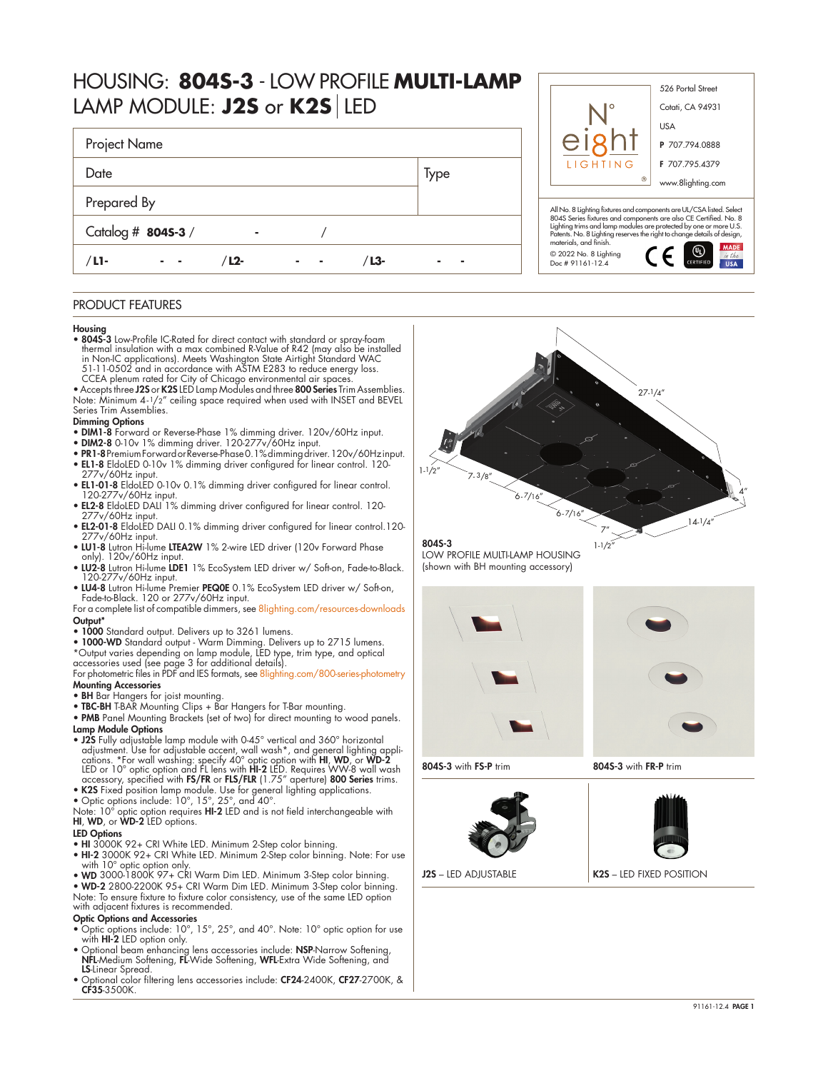# HOUSING: **804S-3** - LOW PROFILE **MULTI-LAMP**
# LAMP MODULE: **J2S** or **K2S** | LED

| Project Name | |
|---|---|
| Date | Type |
| Prepared By | |
| Catalog # **804S-3** / - / | |
| / **L1-** - - / **L2-** - - / **L3-** - - | |

526 Portal Street
Cotati, CA 94931
USA
**P** 707.794.0888
**F** 707.795.4379
www.8lighting.com

All No. 8 Lighting fixtures and components are UL/CSA listed. Select 804S Series fixtures and components are also CE Certified. No. 8 Lighting trims and lamp modules are protected by one or more U.S. Patents. No. 8 Lighting reserves the right to change details of design, materials, and finish.
© 2022 No. 8 Lighting
Doc # 91161-12.4

## PRODUCT FEATURES

**Housing**
- **804S-3** Low-Profile IC-Rated for direct contact with standard or spray-foam thermal insulation with a max combined R-Value of R42 (may also be installed in Non-IC applications). Meets Washington State Airtight Standard WAC 51-11-0502 and in accordance with ASTM E283 to reduce energy loss. CCEA plenum rated for City of Chicago environmental air spaces.
- Accepts three **J2S** or **K2S** LED Lamp Modules and three **800 Series** Trim Assemblies.

Note: Minimum 4-1/2" ceiling space required when used with INSET and BEVEL Series Trim Assemblies.

**Dimming Options**
- **DIM1-8** Forward or Reverse-Phase 1% dimming driver. 120v/60Hz input.
- **DIM2-8** 0-10v 1% dimming driver. 120-277v/60Hz input.
- **PR1-8** Premium Forward or Reverse-Phase 0.1% dimming driver. 120v/60Hz input.
- **EL1-8** EldoLED 0-10v 1% dimming driver configured for linear control. 120-277v/60Hz input.
- **EL1-01-8** EldoLED 0-10v 0.1% dimming driver configured for linear control. 120-277v/60Hz input.
- **EL2-8** EldoLED DALI 1% dimming driver configured for linear control. 120-277v/60Hz input.
- **EL2-01-8** EldoLED DALI 0.1% dimming driver configured for linear control. 120-277v/60Hz input.
- **LU1-8** Lutron Hi-lume **LTEA2W** 1% 2-wire LED driver (120v Forward Phase only). 120v/60Hz input.
- **LU2-8** Lutron Hi-lume **LDE1** 1% EcoSystem LED driver w/ Soft-on, Fade-to-Black. 120-277v/60Hz input.
- **LU4-8** Lutron Hi-lume Premier **PEQ0E** 0.1% EcoSystem LED driver w/ Soft-on, Fade-to-Black. 120 or 277v/60Hz input.

For a complete list of compatible dimmers, see 8lighting.com/resources-downloads

**Output***
- **1000** Standard output. Delivers up to 3261 lumens.
- **1000-WD** Standard output - Warm Dimming. Delivers up to 2715 lumens.

*Output varies depending on lamp module, LED type, trim type, and optical accessories used (see page 3 for additional details).
For photometric files in PDF and IES formats, see 8lighting.com/800-series-photometry

**Mounting Accessories**
- **BH** Bar Hangers for joist mounting.
- **TBC-BH** T-BAR Mounting Clips + Bar Hangers for T-Bar mounting.
- **PMB** Panel Mounting Brackets (set of two) for direct mounting to wood panels.

**Lamp Module Options**
- **J2S** Fully adjustable lamp module with 0-45° vertical and 360° horizontal adjustment. Use for adjustable accent, wall wash*, and general lighting applications. *For wall washing: specify 40° optic option with **HI**, **WD**, or **WD-2** LED or 10° optic option and FL lens with **HI-2** LED. Requires WW-8 wall wash accessory, specified with **FS/FR** or **FLS/FLR** (1.75" aperture) **800 Series** trims.
- **K2S** Fixed position lamp module. Use for general lighting applications.
- Optic options include: 10°, 15°, 25°, and 40°.

Note: 10° optic option requires **HI-2** LED and is not field interchangeable with **HI**, **WD**, or **WD-2** LED options.

**LED Options**
- **HI** 3000K 92+ CRI White LED. Minimum 2-Step color binning.
- **HI-2** 3000K 92+ CRI White LED. Minimum 2-Step color binning. Note: For use with 10° optic option only.
- **WD** 3000-1800K 97+ CRI Warm Dim LED. Minimum 3-Step color binning.
- **WD-2** 2800-2200K 95+ CRI Warm Dim LED. Minimum 3-Step color binning.

Note: To ensure fixture to fixture color consistency, use of the same LED option with adjacent fixtures is recommended.

**Optic Options and Accessories**
- Optic options include: 10°, 15°, 25°, and 40°. Note: 10° optic option for use with **HI-2** LED option only.
- Optional beam enhancing lens accessories include: **NSP**-Narrow Softening, **NFL**-Medium Softening, **FL**-Wide Softening, **WFL**-Extra Wide Softening, and **LS**-Linear Spread.
- Optional color filtering lens accessories include: **CF24**-2400K, **CF27**-2700K, & **CF35**-3500K.

27-1/4" | 1-1/2" | 7-3/8" | 6-7/16" | 6-7/16" | 7" | 1-1/2" | 4" | 14-1/4"

**804S-3**
LOW PROFILE MULTI-LAMP HOUSING
(shown with BH mounting accessory)

**804S-3** with **FS-P** trim

**804S-3** with **FR-P** trim

**J2S** – LED ADJUSTABLE

**K2S** – LED FIXED POSITION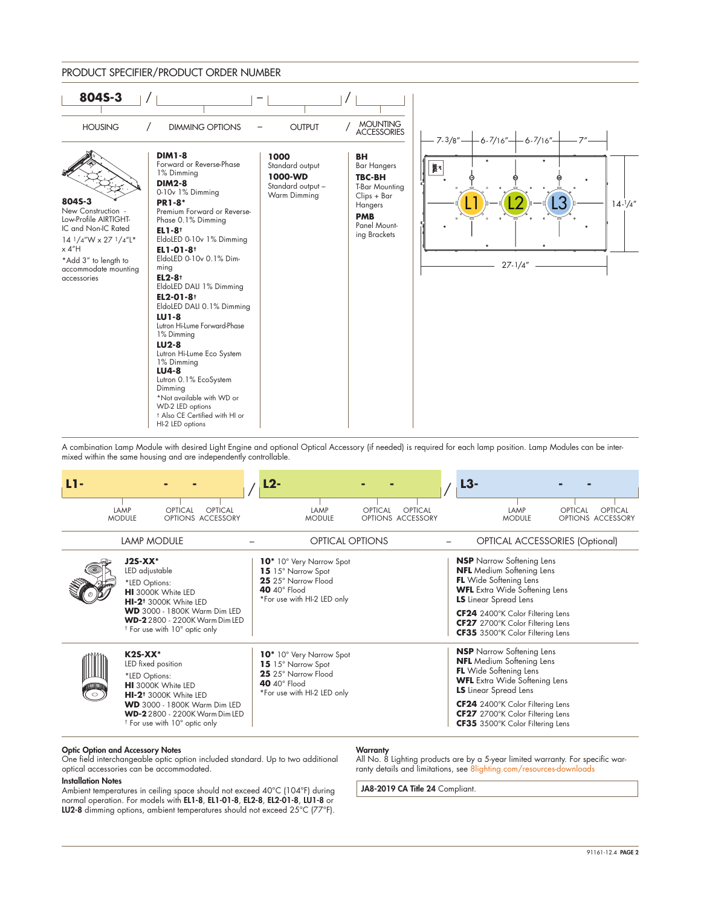## PRODUCT SPECIFIER/PRODUCT ORDER NUMBER

**804S-3** / ______ – ______ / ______

| HOUSING | DIMMING OPTIONS | OUTPUT | MOUNTING ACCESSORIES |
|---|---|---|---|
| **804S-3** New Construction - Low-Profile AIRTIGHT-IC and Non-IC Rated 14 1/4"W x 27 1/4"L* x 4"H *Add 3" to length to accommodate mounting accessories | **DIM1-8** Forward or Reverse-Phase 1% Dimming<br>**DIM2-8** 0-10v 1% Dimming<br>**PR1-8*** Premium Forward or Reverse-Phase 0.1% Dimming<br>**EL1-8†** EldoLED 0-10v 1% Dimming<br>**EL1-01-8†** EldoLED 0-10v 0.1% Dimming<br>**EL2-8†** EldoLED DALI 1% Dimming<br>**EL2-01-8†** EldoLED DALI 0.1% Dimming<br>**LU1-8** Lutron Hi-Lume Forward-Phase 1% Dimming<br>**LU2-8** Lutron Hi-Lume Eco System 1% Dimming<br>**LU4-8** Lutron 0.1% EcoSystem Dimming<br>*Not available with WD or WD-2 LED options<br>† Also CE Certified with HI or HI-2 LED options | **1000** Standard output<br>**1000-WD** Standard output – Warm Dimming | **BH** Bar Hangers<br>**TBC-BH** T-Bar Mounting Clips + Bar Hangers<br>**PMB** Panel Mounting Brackets |

Dimensions: 7-3/8" — 6-7/16" — 6-7/16" — 7"; 14-1/4"; 27-1/4"

A combination Lamp Module with desired Light Engine and optional Optical Accessory (if needed) is required for each lamp position. Lamp Modules can be intermixed within the same housing and are independently controllable.

**L1-** ______ - ______ - ______ / **L2-** ______ - ______ - ______ / **L3-** ______ - ______ - ______
(LAMP MODULE – OPTICAL OPTIONS – OPTICAL ACCESSORY)

| LAMP MODULE | OPTICAL OPTIONS | OPTICAL ACCESSORIES (Optional) |
|---|---|---|
| **J2S-XX*** LED adjustable<br>*LED Options:<br>**HI** 3000K White LED<br>**HI-2†** 3000K White LED<br>**WD** 3000 - 1800K Warm Dim LED<br>**WD-2** 2800 - 2200K Warm Dim LED<br>† For use with 10° optic only | **10*** 10° Very Narrow Spot<br>**15** 15° Narrow Spot<br>**25** 25° Narrow Flood<br>**40** 40° Flood<br>*For use with HI-2 LED only | **NSP** Narrow Softening Lens<br>**NFL** Medium Softening Lens<br>**FL** Wide Softening Lens<br>**WFL** Extra Wide Softening Lens<br>**LS** Linear Spread Lens<br>**CF24** 2400°K Color Filtering Lens<br>**CF27** 2700°K Color Filtering Lens<br>**CF35** 3500°K Color Filtering Lens |
| **K2S-XX*** LED fixed position<br>*LED Options:<br>**HI** 3000K White LED<br>**HI-2†** 3000K White LED<br>**WD** 3000 - 1800K Warm Dim LED<br>**WD-2** 2800 - 2200K Warm Dim LED<br>† For use with 10° optic only | **10*** 10° Very Narrow Spot<br>**15** 15° Narrow Spot<br>**25** 25° Narrow Flood<br>**40** 40° Flood<br>*For use with HI-2 LED only | **NSP** Narrow Softening Lens<br>**NFL** Medium Softening Lens<br>**FL** Wide Softening Lens<br>**WFL** Extra Wide Softening Lens<br>**LS** Linear Spread Lens<br>**CF24** 2400°K Color Filtering Lens<br>**CF27** 2700°K Color Filtering Lens<br>**CF35** 3500°K Color Filtering Lens |

**Optic Option and Accessory Notes**
One field interchangeable optic option included standard. Up to two additional optical accessories can be accommodated.

**Installation Notes**
Ambient temperatures in ceiling space should not exceed 40°C (104°F) during normal operation. For models with **EL1-8**, **EL1-01-8**, **EL2-8**, **EL2-01-8**, **LU1-8** or **LU2-8** dimming options, ambient temperatures should not exceed 25°C (77°F).

**Warranty**
All No. 8 Lighting products are by a 5-year limited warranty. For specific warranty details and limitations, see 8lighting.com/resources-downloads

**JA8-2019 CA Title 24** Compliant.

91161-12.4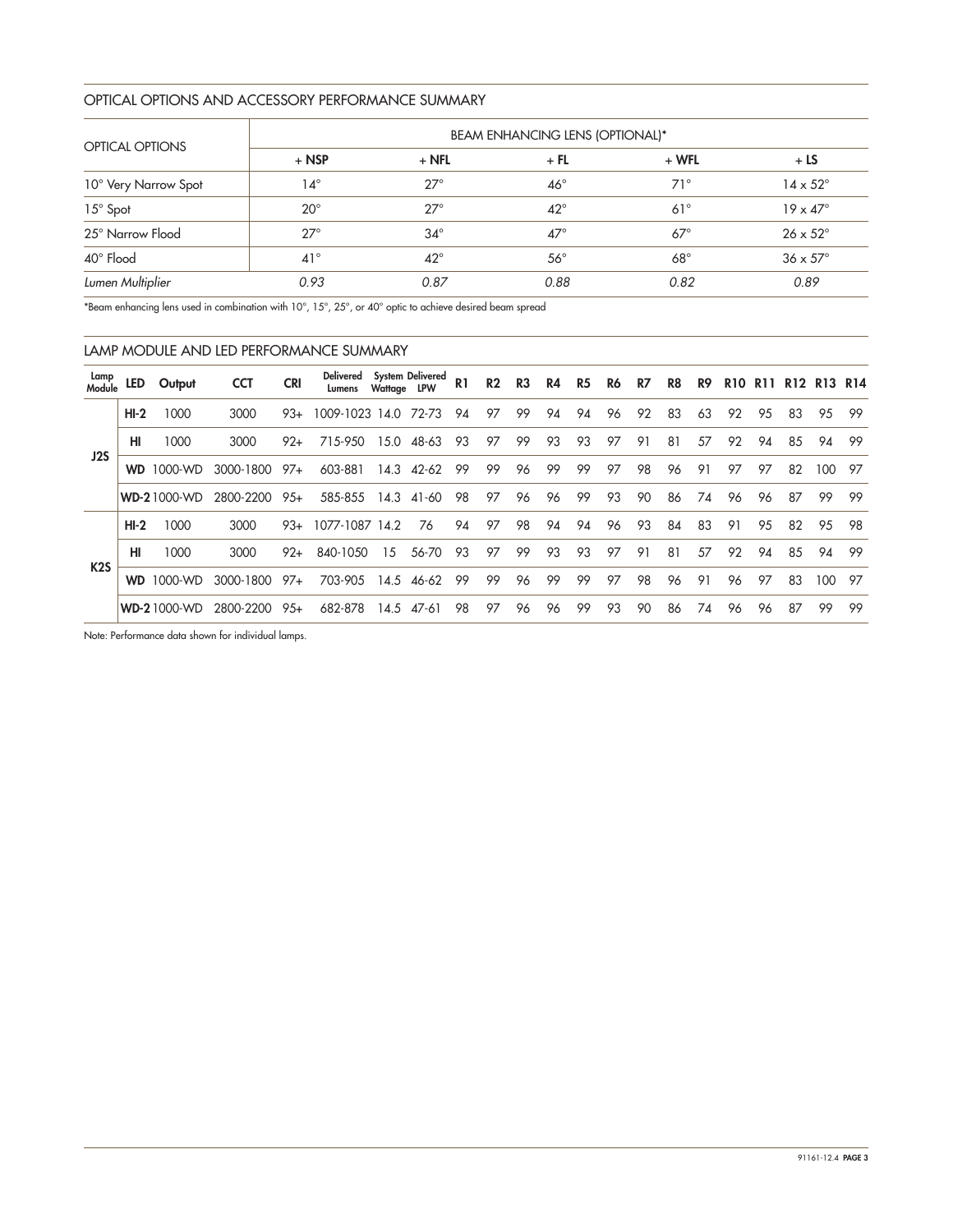## OPTICAL OPTIONS AND ACCESSORY PERFORMANCE SUMMARY

| OPTICAL OPTIONS | BEAM ENHANCING LENS (OPTIONAL)* | | | | |
|---|---|---|---|---|---|
| | + NSP | + NFL | + FL | + WFL | + LS |
| 10° Very Narrow Spot | 14° | 27° | 46° | 71° | 14 x 52° |
| 15° Spot | 20° | 27° | 42° | 61° | 19 x 47° |
| 25° Narrow Flood | 27° | 34° | 47° | 67° | 26 x 52° |
| 40° Flood | 41° | 42° | 56° | 68° | 36 x 57° |
| *Lumen Multiplier* | *0.93* | *0.87* | *0.88* | *0.82* | *0.89* |

*Beam enhancing lens used in combination with 10°, 15°, 25°, or 40° optic to achieve desired beam spread

## LAMP MODULE AND LED PERFORMANCE SUMMARY

| Lamp Module | LED | Output | CCT | CRI | Delivered Lumens | System Wattage | Delivered LPW | R1 | R2 | R3 | R4 | R5 | R6 | R7 | R8 | R9 | R10 | R11 | R12 | R13 | R14 |
|---|---|---|---|---|---|---|---|---|---|---|---|---|---|---|---|---|---|---|---|---|---|
| J2S | HI-2 | 1000 | 3000 | 93+ | 1009-1023 | 14.0 | 72-73 | 94 | 97 | 99 | 94 | 94 | 96 | 92 | 83 | 63 | 92 | 95 | 83 | 95 | 99 |
| | HI | 1000 | 3000 | 92+ | 715-950 | 15.0 | 48-63 | 93 | 97 | 99 | 93 | 93 | 97 | 91 | 81 | 57 | 92 | 94 | 85 | 94 | 99 |
| | WD | 1000-WD | 3000-1800 | 97+ | 603-881 | 14.3 | 42-62 | 99 | 99 | 96 | 99 | 99 | 97 | 98 | 96 | 91 | 97 | 97 | 82 | 100 | 97 |
| | WD-2 | 1000-WD | 2800-2200 | 95+ | 585-855 | 14.3 | 41-60 | 98 | 97 | 96 | 96 | 99 | 93 | 90 | 86 | 74 | 96 | 96 | 87 | 99 | 99 |
| K2S | HI-2 | 1000 | 3000 | 93+ | 1077-1087 | 14.2 | 76 | 94 | 97 | 98 | 94 | 94 | 96 | 93 | 84 | 83 | 91 | 95 | 82 | 95 | 98 |
| | HI | 1000 | 3000 | 92+ | 840-1050 | 15 | 56-70 | 93 | 97 | 99 | 93 | 93 | 97 | 91 | 81 | 57 | 92 | 94 | 85 | 94 | 99 |
| | WD | 1000-WD | 3000-1800 | 97+ | 703-905 | 14.5 | 46-62 | 99 | 99 | 96 | 99 | 99 | 97 | 98 | 96 | 91 | 96 | 97 | 83 | 100 | 97 |
| | WD-2 | 1000-WD | 2800-2200 | 95+ | 682-878 | 14.5 | 47-61 | 98 | 97 | 96 | 96 | 99 | 93 | 90 | 86 | 74 | 96 | 96 | 87 | 99 | 99 |

Note: Performance data shown for individual lamps.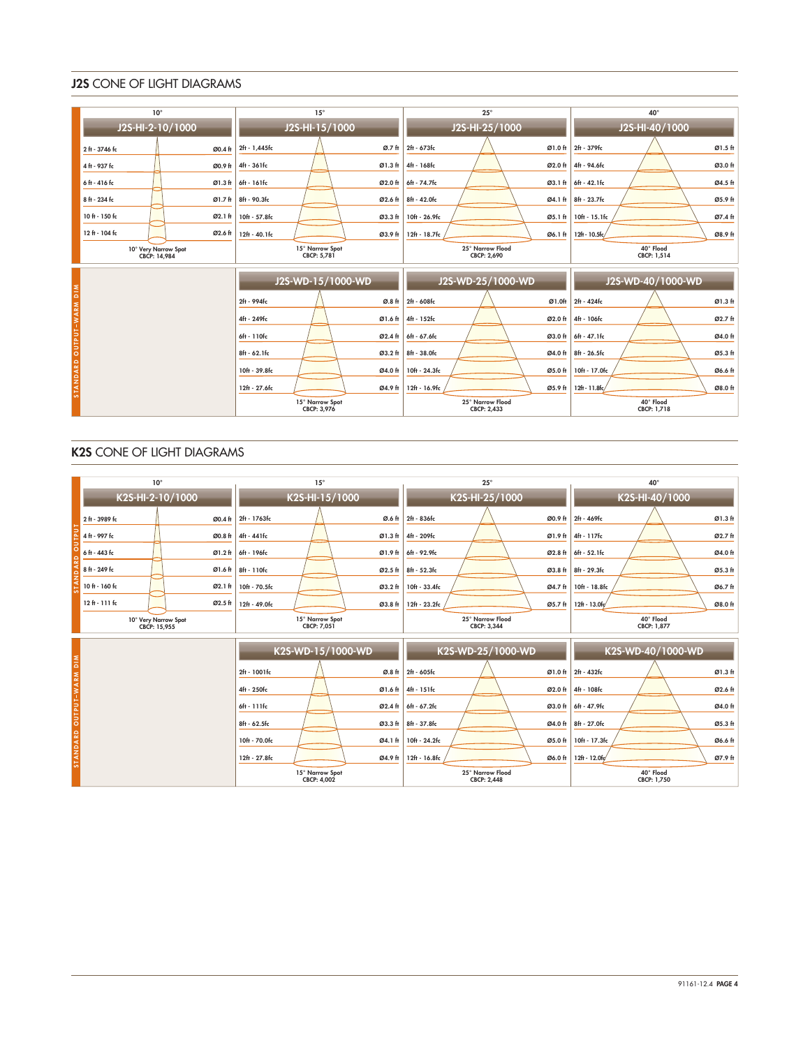## J2S CONE OF LIGHT DIAGRAMS

### Standard Output

| 10° | | 15° | | 25° | | 40° | |
|---|---|---|---|---|---|---|---|
| **J2S-HI-2-10/1000** | | **J2S-HI-15/1000** | | **J2S-HI-25/1000** | | **J2S-HI-40/1000** | |
| 2 ft - 3746 fc | Ø0.4 ft | 2ft - 1,445fc | Ø.7 ft | 2ft - 673fc | Ø1.0 ft | 2ft - 379fc | Ø1.5 ft |
| 4 ft - 937 fc | Ø0.9 ft | 4ft - 361fc | Ø1.3 ft | 4ft - 168fc | Ø2.0 ft | 4ft - 94.6fc | Ø3.0 ft |
| 6 ft - 416 fc | Ø1.3 ft | 6ft - 161fc | Ø2.0 ft | 6ft - 74.7fc | Ø3.1 ft | 6ft - 42.1fc | Ø4.5 ft |
| 8 ft - 234 fc | Ø1.7 ft | 8ft - 90.3fc | Ø2.6 ft | 8ft - 42.0fc | Ø4.1 ft | 8ft - 23.7fc | Ø5.9 ft |
| 10 ft - 150 fc | Ø2.1 ft | 10ft - 57.8fc | Ø3.3 ft | 10ft - 26.9fc | Ø5.1 ft | 10ft - 15.1fc | Ø7.4 ft |
| 12 ft - 104 fc | Ø2.6 ft | 12ft - 40.1fc | Ø3.9 ft | 12ft - 18.7fc | Ø6.1 ft | 12ft - 10.5fc | Ø8.9 ft |
| 10° Very Narrow Spot CBCP: 14,984 | | 15° Narrow Spot CBCP: 5,781 | | 25° Narrow Flood CBCP: 2,690 | | 40° Flood CBCP: 1,514 | |

### Standard Output–Warm Dim

| 15° | | 25° | | 40° | |
|---|---|---|---|---|---|
| **J2S-WD-15/1000-WD** | | **J2S-WD-25/1000-WD** | | **J2S-WD-40/1000-WD** | |
| 2ft - 994fc | Ø.8 ft | 2ft - 608fc | Ø1.0ft | 2ft - 424fc | Ø1.3 ft |
| 4ft - 249fc | Ø1.6 ft | 4ft - 152fc | Ø2.0 ft | 4ft - 106fc | Ø2.7 ft |
| 6ft - 110fc | Ø2.4 ft | 6ft - 67.6fc | Ø3.0 ft | 6ft - 47.1fc | Ø4.0 ft |
| 8ft - 62.1fc | Ø3.2 ft | 8ft - 38.0fc | Ø4.0 ft | 8ft - 26.5fc | Ø5.3 ft |
| 10ft - 39.8fc | Ø4.0 ft | 10ft - 24.3fc | Ø5.0 ft | 10ft - 17.0fc | Ø6.6 ft |
| 12ft - 27.6fc | Ø4.9 ft | 12ft - 16.9fc | Ø5.9 ft | 12ft - 11.8fc | Ø8.0 ft |
| 15° Narrow Spot CBCP: 3,976 | | 25° Narrow Flood CBCP: 2,433 | | 40° Flood CBCP: 1,718 | |

## K2S CONE OF LIGHT DIAGRAMS

### Standard Output

| 10° | | 15° | | 25° | | 40° | |
|---|---|---|---|---|---|---|---|
| **K2S-HI-2-10/1000** | | **K2S-HI-15/1000** | | **K2S-HI-25/1000** | | **K2S-HI-40/1000** | |
| 2 ft - 3989 fc | Ø0.4 ft | 2ft - 1763fc | Ø.6 ft | 2ft - 836fc | Ø0.9 ft | 2ft - 469fc | Ø1.3 ft |
| 4 ft - 997 fc | Ø0.8 ft | 4ft - 441fc | Ø1.3 ft | 4ft - 209fc | Ø1.9 ft | 4ft - 117fc | Ø2.7 ft |
| 6 ft - 443 fc | Ø1.2 ft | 6ft - 196fc | Ø1.9 ft | 6ft - 92.9fc | Ø2.8 ft | 6ft - 52.1fc | Ø4.0 ft |
| 8 ft - 249 fc | Ø1.6 ft | 8ft - 110fc | Ø2.5 ft | 8ft - 52.3fc | Ø3.8 ft | 8ft - 29.3fc | Ø5.3 ft |
| 10 ft - 160 fc | Ø2.1 ft | 10ft - 70.5fc | Ø3.2 ft | 10ft - 33.4fc | Ø4.7 ft | 10ft - 18.8fc | Ø6.7 ft |
| 12 ft - 111 fc | Ø2.5 ft | 12ft - 49.0fc | Ø3.8 ft | 12ft - 23.2fc | Ø5.7 ft | 12ft - 13.0fc | Ø8.0 ft |
| 10° Very Narrow Spot CBCP: 15,955 | | 15° Narrow Spot CBCP: 7,051 | | 25° Narrow Flood CBCP: 3,344 | | 40° Flood CBCP: 1,877 | |

### Standard Output–Warm Dim

| 15° | | 25° | | 40° | |
|---|---|---|---|---|---|
| **K2S-WD-15/1000-WD** | | **K2S-WD-25/1000-WD** | | **K2S-WD-40/1000-WD** | |
| 2ft - 1001fc | Ø.8 ft | 2ft - 605fc | Ø1.0 ft | 2ft - 432fc | Ø1.3 ft |
| 4ft - 250fc | Ø1.6 ft | 4ft - 151fc | Ø2.0 ft | 4ft - 108fc | Ø2.6 ft |
| 6ft - 111fc | Ø2.4 ft | 6ft - 67.2fc | Ø3.0 ft | 6ft - 47.9fc | Ø4.0 ft |
| 8ft - 62.5fc | Ø3.3 ft | 8ft - 37.8fc | Ø4.0 ft | 8ft - 27.0fc | Ø5.3 ft |
| 10ft - 70.0fc | Ø4.1 ft | 10ft - 24.2fc | Ø5.0 ft | 10ft - 17.3fc | Ø6.6 ft |
| 12ft - 27.8fc | Ø4.9 ft | 12ft - 16.8fc | Ø6.0 ft | 12ft - 12.0fc | Ø7.9 ft |
| 15° Narrow Spot CBCP: 4,002 | | 25° Narrow Flood CBCP: 2,448 | | 40° Flood CBCP: 1,750 | |

91161-12.4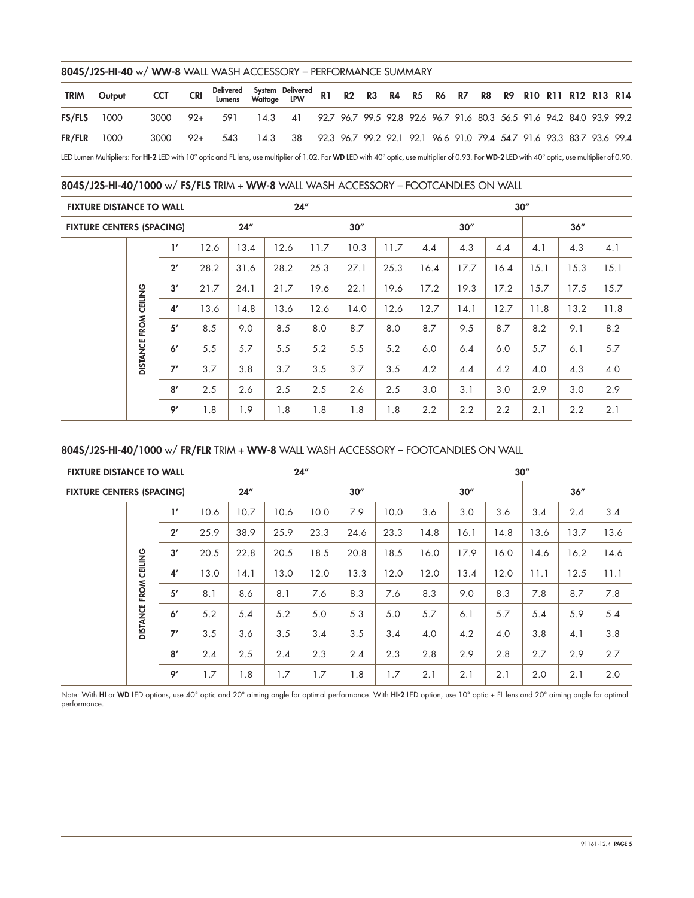## 804S/J2S-HI-40 w/ WW-8 WALL WASH ACCESSORY – PERFORMANCE SUMMARY

| TRIM | Output | CCT | CRI | Delivered Lumens | System Wattage | Delivered LPW | R1 | R2 | R3 | R4 | R5 | R6 | R7 | R8 | R9 | R10 | R11 | R12 | R13 | R14 |
|---|---|---|---|---|---|---|---|---|---|---|---|---|---|---|---|---|---|---|---|---|
| FS/FLS | 1000 | 3000 | 92+ | 591 | 14.3 | 41 | 92.7 | 96.7 | 99.5 | 92.8 | 92.6 | 96.7 | 91.6 | 80.3 | 56.5 | 91.6 | 94.2 | 84.0 | 93.9 | 99.2 |
| FR/FLR | 1000 | 3000 | 92+ | 543 | 14.3 | 38 | 92.3 | 96.7 | 99.2 | 92.1 | 92.1 | 96.6 | 91.0 | 79.4 | 54.7 | 91.6 | 93.3 | 83.7 | 93.6 | 99.4 |

LED Lumen Multipliers: For **HI-2** LED with 10° optic and FL lens, use multiplier of 1.02. For **WD** LED with 40° optic, use multiplier of 0.93. For **WD-2** LED with 40° optic, use multiplier of 0.90.

## 804S/J2S-HI-40/1000 w/ FS/FLS TRIM + WW-8 WALL WASH ACCESSORY – FOOTCANDLES ON WALL

| FIXTURE DISTANCE TO WALL | 24″ | | | | | | 30″ | | | | | |
|---|---|---|---|---|---|---|---|---|---|---|---|---|
| **FIXTURE CENTERS (SPACING)** | 24″ | | | 30″ | | | 30″ | | | 36″ | | |
| DISTANCE FROM CEILING 1′ | 12.6 | 13.4 | 12.6 | 11.7 | 10.3 | 11.7 | 4.4 | 4.3 | 4.4 | 4.1 | 4.3 | 4.1 |
| 2′ | 28.2 | 31.6 | 28.2 | 25.3 | 27.1 | 25.3 | 16.4 | 17.7 | 16.4 | 15.1 | 15.3 | 15.1 |
| 3′ | 21.7 | 24.1 | 21.7 | 19.6 | 22.1 | 19.6 | 17.2 | 19.3 | 17.2 | 15.7 | 17.5 | 15.7 |
| 4′ | 13.6 | 14.8 | 13.6 | 12.6 | 14.0 | 12.6 | 12.7 | 14.1 | 12.7 | 11.8 | 13.2 | 11.8 |
| 5′ | 8.5 | 9.0 | 8.5 | 8.0 | 8.7 | 8.0 | 8.7 | 9.5 | 8.7 | 8.2 | 9.1 | 8.2 |
| 6′ | 5.5 | 5.7 | 5.5 | 5.2 | 5.5 | 5.2 | 6.0 | 6.4 | 6.0 | 5.7 | 6.1 | 5.7 |
| 7′ | 3.7 | 3.8 | 3.7 | 3.5 | 3.7 | 3.5 | 4.2 | 4.4 | 4.2 | 4.0 | 4.3 | 4.0 |
| 8′ | 2.5 | 2.6 | 2.5 | 2.5 | 2.6 | 2.5 | 3.0 | 3.1 | 3.0 | 2.9 | 3.0 | 2.9 |
| 9′ | 1.8 | 1.9 | 1.8 | 1.8 | 1.8 | 1.8 | 2.2 | 2.2 | 2.2 | 2.1 | 2.2 | 2.1 |

## 804S/J2S-HI-40/1000 w/ FR/FLR TRIM + WW-8 WALL WASH ACCESSORY – FOOTCANDLES ON WALL

| FIXTURE DISTANCE TO WALL | 24″ | | | | | | 30″ | | | | | |
|---|---|---|---|---|---|---|---|---|---|---|---|---|
| **FIXTURE CENTERS (SPACING)** | 24″ | | | 30″ | | | 30″ | | | 36″ | | |
| DISTANCE FROM CEILING 1′ | 10.6 | 10.7 | 10.6 | 10.0 | 7.9 | 10.0 | 3.6 | 3.0 | 3.6 | 3.4 | 2.4 | 3.4 |
| 2′ | 25.9 | 38.9 | 25.9 | 23.3 | 24.6 | 23.3 | 14.8 | 16.1 | 14.8 | 13.6 | 13.7 | 13.6 |
| 3′ | 20.5 | 22.8 | 20.5 | 18.5 | 20.8 | 18.5 | 16.0 | 17.9 | 16.0 | 14.6 | 16.2 | 14.6 |
| 4′ | 13.0 | 14.1 | 13.0 | 12.0 | 13.3 | 12.0 | 12.0 | 13.4 | 12.0 | 11.1 | 12.5 | 11.1 |
| 5′ | 8.1 | 8.6 | 8.1 | 7.6 | 8.3 | 7.6 | 8.3 | 9.0 | 8.3 | 7.8 | 8.7 | 7.8 |
| 6′ | 5.2 | 5.4 | 5.2 | 5.0 | 5.3 | 5.0 | 5.7 | 6.1 | 5.7 | 5.4 | 5.9 | 5.4 |
| 7′ | 3.5 | 3.6 | 3.5 | 3.4 | 3.5 | 3.4 | 4.0 | 4.2 | 4.0 | 3.8 | 4.1 | 3.8 |
| 8′ | 2.4 | 2.5 | 2.4 | 2.3 | 2.4 | 2.3 | 2.8 | 2.9 | 2.8 | 2.7 | 2.9 | 2.7 |
| 9′ | 1.7 | 1.8 | 1.7 | 1.7 | 1.8 | 1.7 | 2.1 | 2.1 | 2.1 | 2.0 | 2.1 | 2.0 |

Note: With **HI** or **WD** LED options, use 40° optic and 20° aiming angle for optimal performance. With **HI-2** LED option, use 10° optic + FL lens and 20° aiming angle for optimal performance.